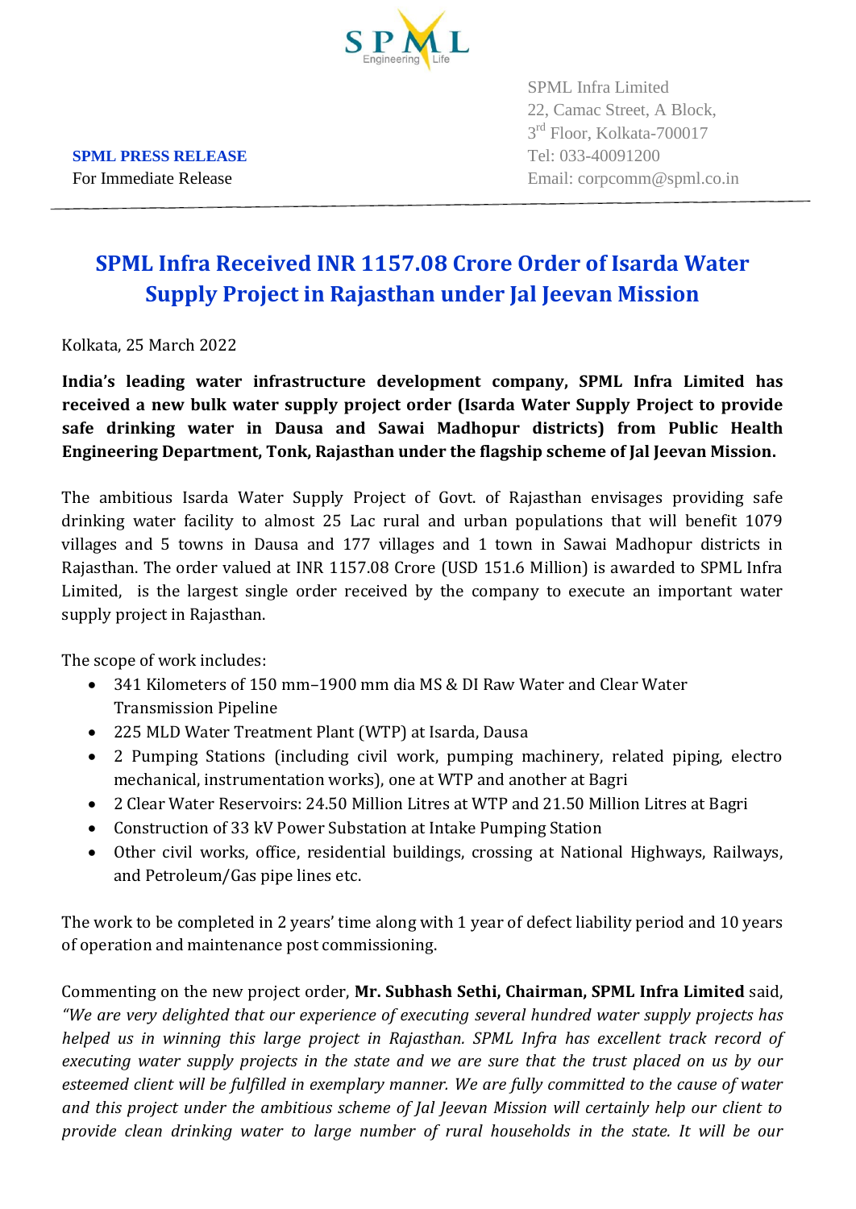SPML Infra Limited
22, Camac Street, A Block,
3rd Floor, Kolkata-700017
Tel: 033-40091200
Email: corpcomm@spml.co.in

**SPML PRESS RELEASE**
For Immediate Release

# SPML Infra Received INR 1157.08 Crore Order of Isarda Water Supply Project in Rajasthan under Jal Jeevan Mission

Kolkata, 25 March 2022

**India's leading water infrastructure development company, SPML Infra Limited has received a new bulk water supply project order (Isarda Water Supply Project to provide safe drinking water in Dausa and Sawai Madhopur districts) from Public Health Engineering Department, Tonk, Rajasthan under the flagship scheme of Jal Jeevan Mission.**

The ambitious Isarda Water Supply Project of Govt. of Rajasthan envisages providing safe drinking water facility to almost 25 Lac rural and urban populations that will benefit 1079 villages and 5 towns in Dausa and 177 villages and 1 town in Sawai Madhopur districts in Rajasthan. The order valued at INR 1157.08 Crore (USD 151.6 Million) is awarded to SPML Infra Limited, is the largest single order received by the company to execute an important water supply project in Rajasthan.

The scope of work includes:

- 341 Kilometers of 150 mm–1900 mm dia MS & DI Raw Water and Clear Water Transmission Pipeline
- 225 MLD Water Treatment Plant (WTP) at Isarda, Dausa
- 2 Pumping Stations (including civil work, pumping machinery, related piping, electro mechanical, instrumentation works), one at WTP and another at Bagri
- 2 Clear Water Reservoirs: 24.50 Million Litres at WTP and 21.50 Million Litres at Bagri
- Construction of 33 kV Power Substation at Intake Pumping Station
- Other civil works, office, residential buildings, crossing at National Highways, Railways, and Petroleum/Gas pipe lines etc.

The work to be completed in 2 years' time along with 1 year of defect liability period and 10 years of operation and maintenance post commissioning.

Commenting on the new project order, **Mr. Subhash Sethi, Chairman, SPML Infra Limited** said, *"We are very delighted that our experience of executing several hundred water supply projects has helped us in winning this large project in Rajasthan. SPML Infra has excellent track record of executing water supply projects in the state and we are sure that the trust placed on us by our esteemed client will be fulfilled in exemplary manner. We are fully committed to the cause of water and this project under the ambitious scheme of Jal Jeevan Mission will certainly help our client to provide clean drinking water to large number of rural households in the state. It will be our*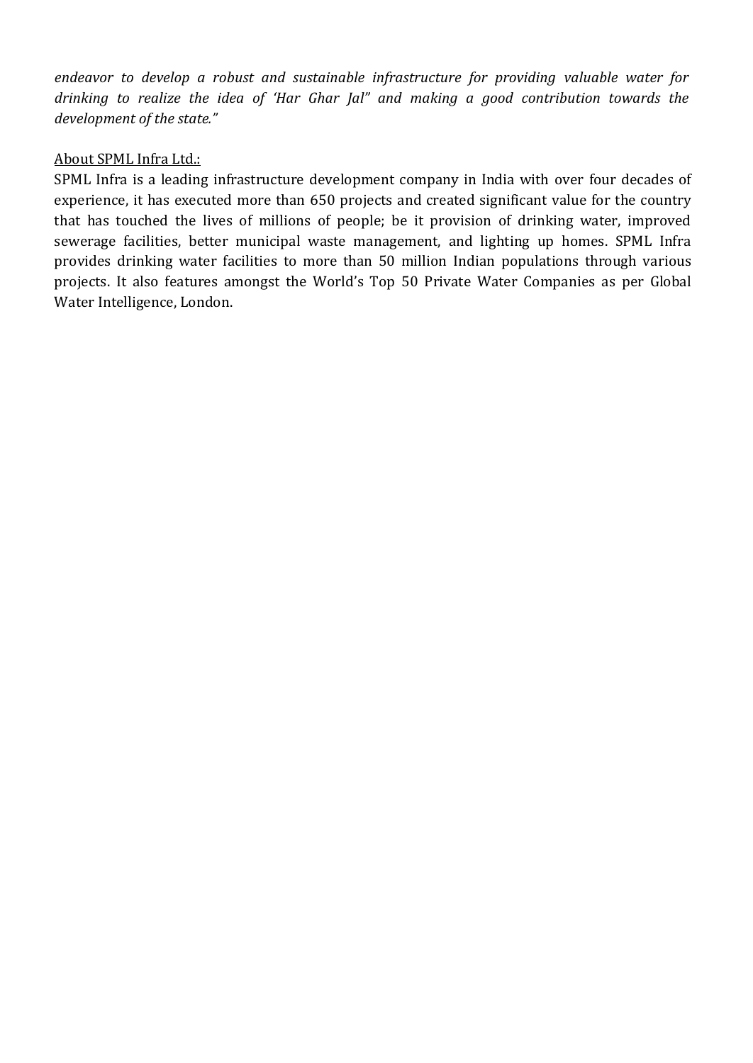*endeavor to develop a robust and sustainable infrastructure for providing valuable water for drinking to realize the idea of 'Har Ghar Jal" and making a good contribution towards the development of the state."*

<u>About SPML Infra Ltd.:</u>

SPML Infra is a leading infrastructure development company in India with over four decades of experience, it has executed more than 650 projects and created significant value for the country that has touched the lives of millions of people; be it provision of drinking water, improved sewerage facilities, better municipal waste management, and lighting up homes. SPML Infra provides drinking water facilities to more than 50 million Indian populations through various projects. It also features amongst the World's Top 50 Private Water Companies as per Global Water Intelligence, London.